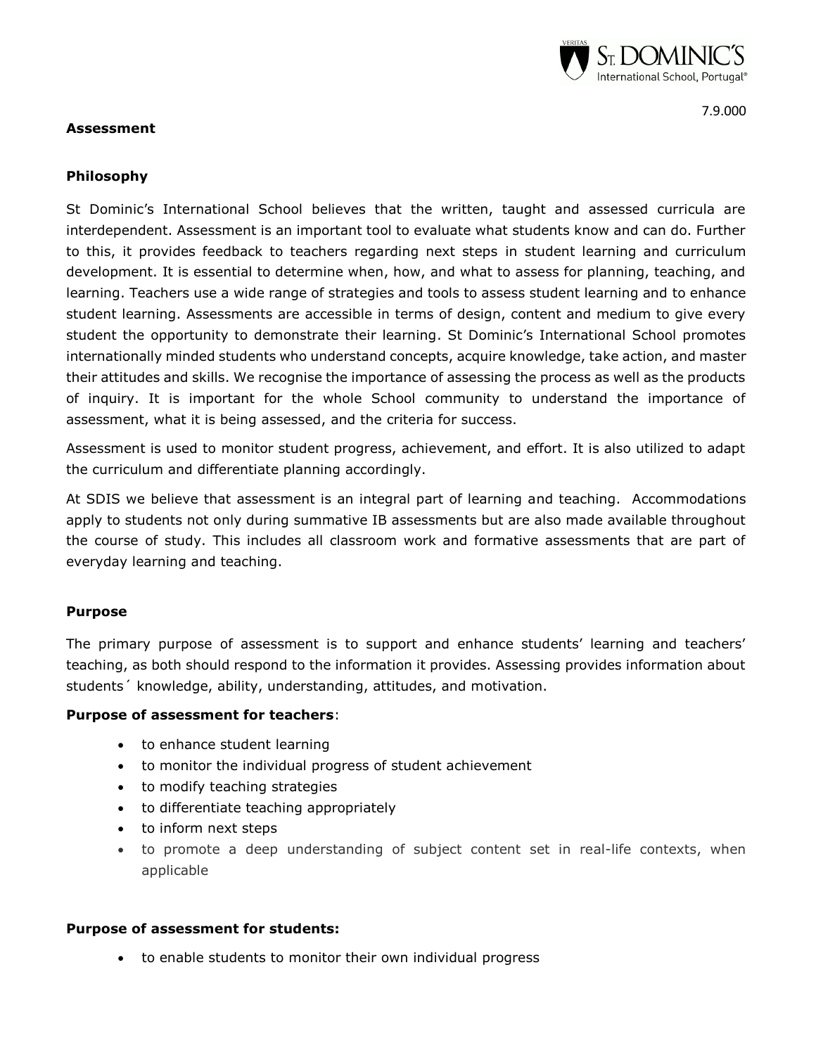7.9.000

## Assessment

### Philosophy

St Dominic's International School believes that the written, taught and assessed curricula are interdependent. Assessment is an important tool to evaluate what students know and can do. Further to this, it provides feedback to teachers regarding next steps in student learning and curriculum development. It is essential to determine when, how, and what to assess for planning, teaching, and learning. Teachers use a wide range of strategies and tools to assess student learning and to enhance student learning. Assessments are accessible in terms of design, content and medium to give every student the opportunity to demonstrate their learning. St Dominic's International School promotes internationally minded students who understand concepts, acquire knowledge, take action, and master their attitudes and skills. We recognise the importance of assessing the process as well as the products of inquiry. It is important for the whole School community to understand the importance of assessment, what it is being assessed, and the criteria for success.

Assessment is used to monitor student progress, achievement, and effort. It is also utilized to adapt the curriculum and differentiate planning accordingly.

At SDIS we believe that assessment is an integral part of learning and teaching. Accommodations apply to students not only during summative IB assessments but are also made available throughout the course of study. This includes all classroom work and formative assessments that are part of everyday learning and teaching.

### Purpose

The primary purpose of assessment is to support and enhance students' learning and teachers' teaching, as both should respond to the information it provides. Assessing provides information about students´ knowledge, ability, understanding, attitudes, and motivation.

**Purpose of assessment for teachers**:

- to enhance student learning
- to monitor the individual progress of student achievement
- to modify teaching strategies
- to differentiate teaching appropriately
- to inform next steps
- to promote a deep understanding of subject content set in real-life contexts, when applicable

**Purpose of assessment for students:**

- to enable students to monitor their own individual progress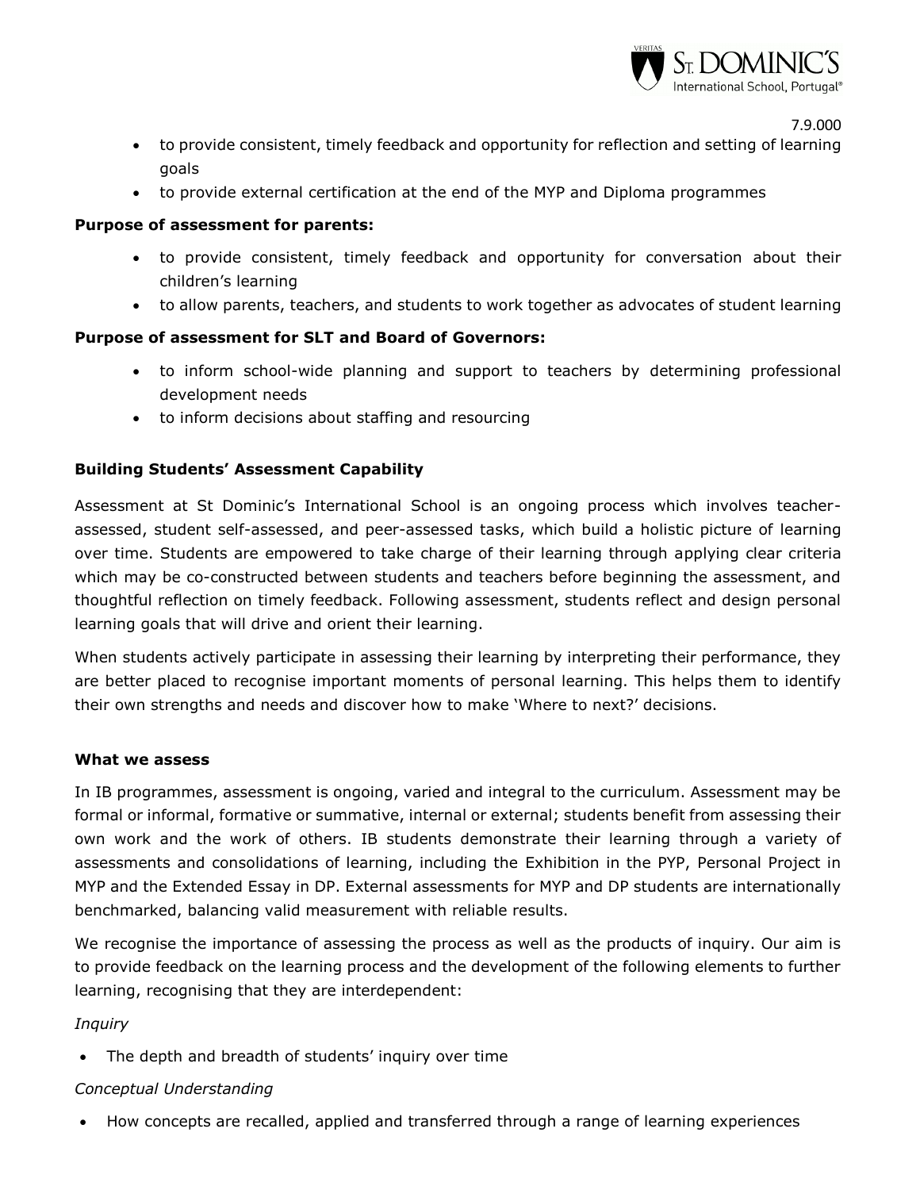- to provide consistent, timely feedback and opportunity for reflection and setting of learning goals
- to provide external certification at the end of the MYP and Diploma programmes

**Purpose of assessment for parents:**

- to provide consistent, timely feedback and opportunity for conversation about their children's learning
- to allow parents, teachers, and students to work together as advocates of student learning

**Purpose of assessment for SLT and Board of Governors:**

- to inform school-wide planning and support to teachers by determining professional development needs
- to inform decisions about staffing and resourcing

**Building Students' Assessment Capability**

Assessment at St Dominic's International School is an ongoing process which involves teacher-assessed, student self-assessed, and peer-assessed tasks, which build a holistic picture of learning over time. Students are empowered to take charge of their learning through applying clear criteria which may be co-constructed between students and teachers before beginning the assessment, and thoughtful reflection on timely feedback. Following assessment, students reflect and design personal learning goals that will drive and orient their learning.

When students actively participate in assessing their learning by interpreting their performance, they are better placed to recognise important moments of personal learning. This helps them to identify their own strengths and needs and discover how to make 'Where to next?' decisions.

**What we assess**

In IB programmes, assessment is ongoing, varied and integral to the curriculum. Assessment may be formal or informal, formative or summative, internal or external; students benefit from assessing their own work and the work of others. IB students demonstrate their learning through a variety of assessments and consolidations of learning, including the Exhibition in the PYP, Personal Project in MYP and the Extended Essay in DP. External assessments for MYP and DP students are internationally benchmarked, balancing valid measurement with reliable results.

We recognise the importance of assessing the process as well as the products of inquiry. Our aim is to provide feedback on the learning process and the development of the following elements to further learning, recognising that they are interdependent:

*Inquiry*

- The depth and breadth of students' inquiry over time

*Conceptual Understanding*

- How concepts are recalled, applied and transferred through a range of learning experiences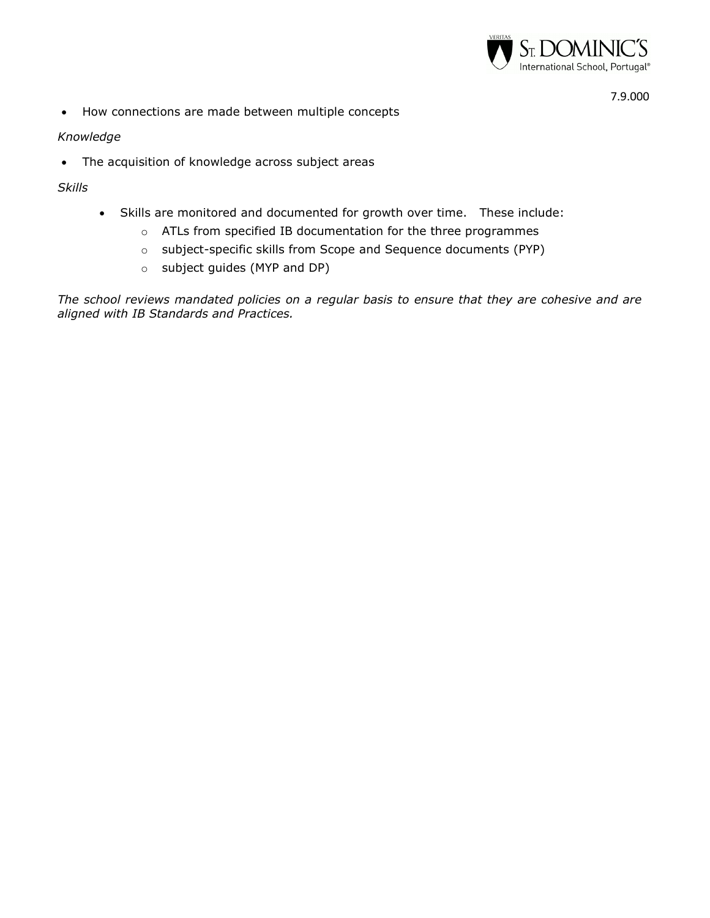- How connections are made between multiple concepts

*Knowledge*

- The acquisition of knowledge across subject areas

*Skills*

- Skills are monitored and documented for growth over time. These include:
  - ATLs from specified IB documentation for the three programmes
  - subject-specific skills from Scope and Sequence documents (PYP)
  - subject guides (MYP and DP)

*The school reviews mandated policies on a regular basis to ensure that they are cohesive and are aligned with IB Standards and Practices.*